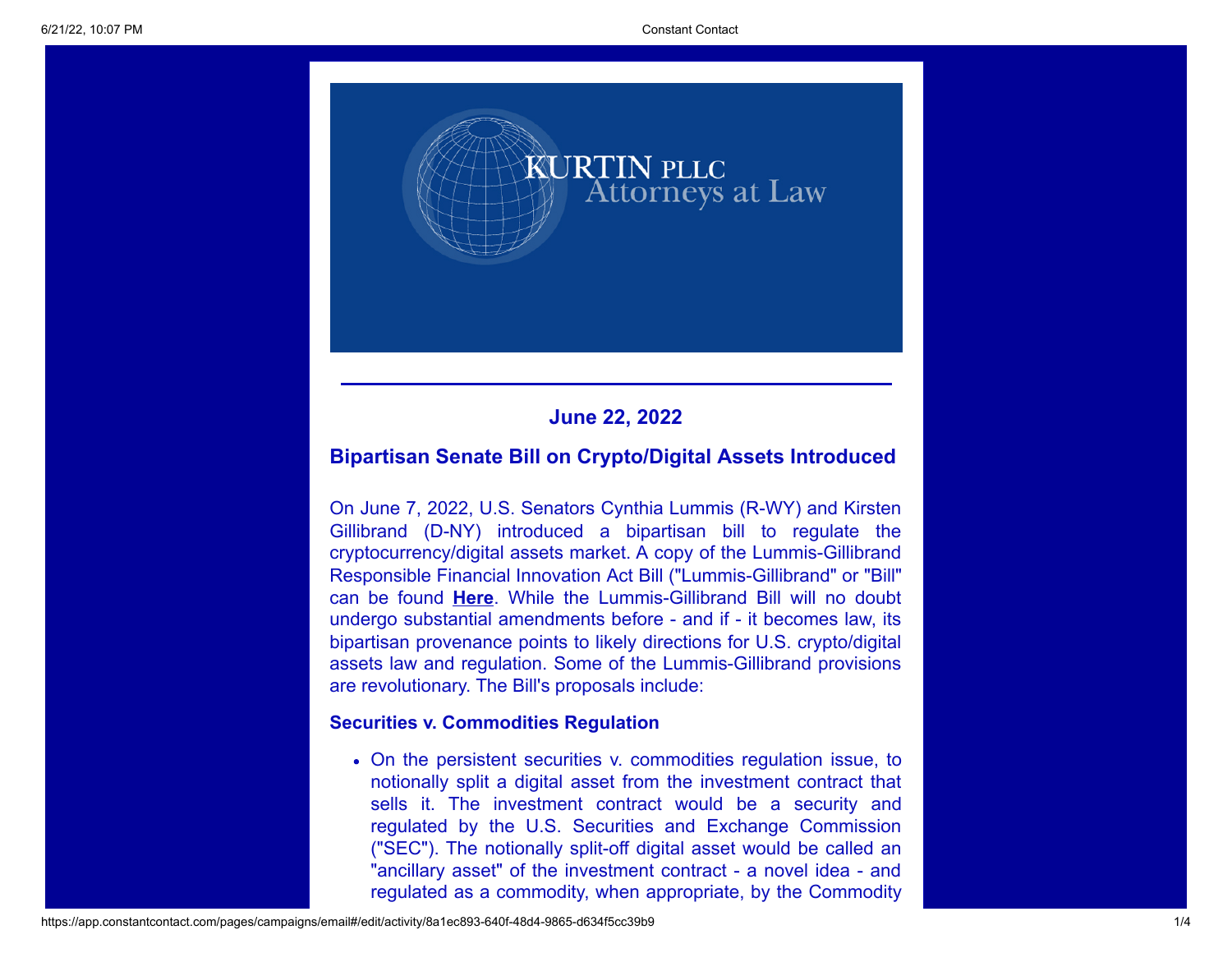KURTIN PLLC
Attorneys at Law

**June 22, 2022**

## Bipartisan Senate Bill on Crypto/Digital Assets Introduced

On June 7, 2022, U.S. Senators Cynthia Lummis (R-WY) and Kirsten Gillibrand (D-NY) introduced a bipartisan bill to regulate the cryptocurrency/digital assets market. A copy of the Lummis-Gillibrand Responsible Financial Innovation Act Bill ("Lummis-Gillibrand" or "Bill" can be found **Here**. While the Lummis-Gillibrand Bill will no doubt undergo substantial amendments before - and if - it becomes law, its bipartisan provenance points to likely directions for U.S. crypto/digital assets law and regulation. Some of the Lummis-Gillibrand provisions are revolutionary. The Bill's proposals include:

### Securities v. Commodities Regulation

- On the persistent securities v. commodities regulation issue, to notionally split a digital asset from the investment contract that sells it. The investment contract would be a security and regulated by the U.S. Securities and Exchange Commission ("SEC"). The notionally split-off digital asset would be called an "ancillary asset" of the investment contract - a novel idea - and regulated as a commodity, when appropriate, by the Commodity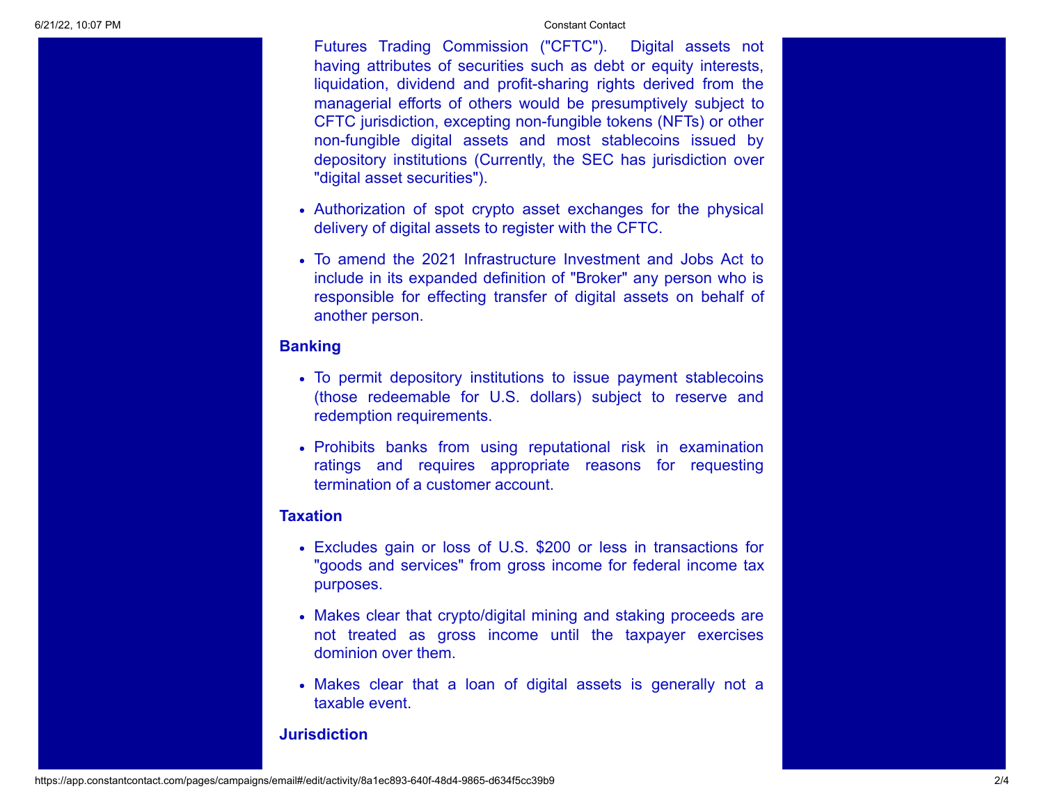Futures Trading Commission ("CFTC"). Digital assets not having attributes of securities such as debt or equity interests, liquidation, dividend and profit-sharing rights derived from the managerial efforts of others would be presumptively subject to CFTC jurisdiction, excepting non-fungible tokens (NFTs) or other non-fungible digital assets and most stablecoins issued by depository institutions (Currently, the SEC has jurisdiction over "digital asset securities").

- Authorization of spot crypto asset exchanges for the physical delivery of digital assets to register with the CFTC.
- To amend the 2021 Infrastructure Investment and Jobs Act to include in its expanded definition of "Broker" any person who is responsible for effecting transfer of digital assets on behalf of another person.

**Banking**

- To permit depository institutions to issue payment stablecoins (those redeemable for U.S. dollars) subject to reserve and redemption requirements.
- Prohibits banks from using reputational risk in examination ratings and requires appropriate reasons for requesting termination of a customer account.

**Taxation**

- Excludes gain or loss of U.S. $200 or less in transactions for "goods and services" from gross income for federal income tax purposes.
- Makes clear that crypto/digital mining and staking proceeds are not treated as gross income until the taxpayer exercises dominion over them.
- Makes clear that a loan of digital assets is generally not a taxable event.

**Jurisdiction**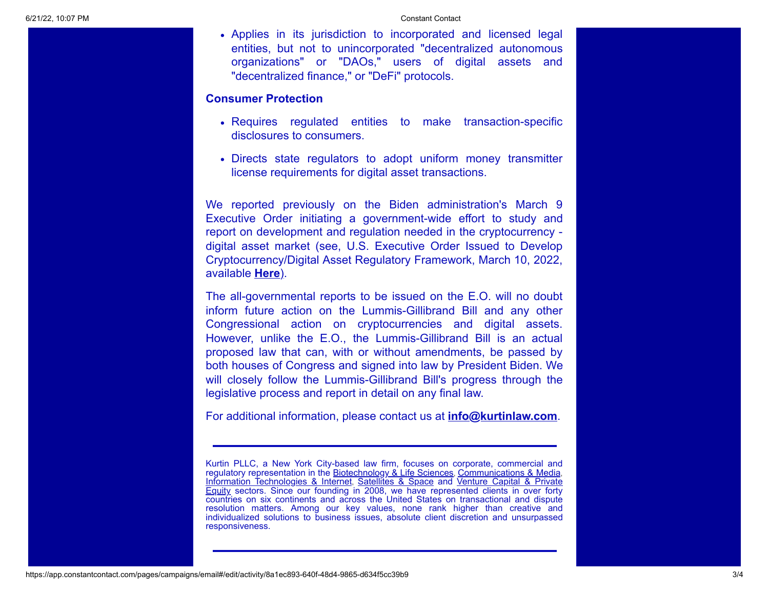- Applies in its jurisdiction to incorporated and licensed legal entities, but not to unincorporated "decentralized autonomous organizations" or "DAOs," users of digital assets and "decentralized finance," or "DeFi" protocols.

**Consumer Protection**

- Requires regulated entities to make transaction-specific disclosures to consumers.
- Directs state regulators to adopt uniform money transmitter license requirements for digital asset transactions.

We reported previously on the Biden administration's March 9 Executive Order initiating a government-wide effort to study and report on development and regulation needed in the cryptocurrency - digital asset market (see, U.S. Executive Order Issued to Develop Cryptocurrency/Digital Asset Regulatory Framework, March 10, 2022, available **Here**).

The all-governmental reports to be issued on the E.O. will no doubt inform future action on the Lummis-Gillibrand Bill and any other Congressional action on cryptocurrencies and digital assets. However, unlike the E.O., the Lummis-Gillibrand Bill is an actual proposed law that can, with or without amendments, be passed by both houses of Congress and signed into law by President Biden. We will closely follow the Lummis-Gillibrand Bill's progress through the legislative process and report in detail on any final law.

For additional information, please contact us at **info@kurtinlaw.com**.

---

Kurtin PLLC, a New York City-based law firm, focuses on corporate, commercial and regulatory representation in the Biotechnology & Life Sciences, Communications & Media, Information Technologies & Internet, Satellites & Space and Venture Capital & Private Equity sectors. Since our founding in 2008, we have represented clients in over forty countries on six continents and across the United States on transactional and dispute resolution matters. Among our key values, none rank higher than creative and individualized solutions to business issues, absolute client discretion and unsurpassed responsiveness.

---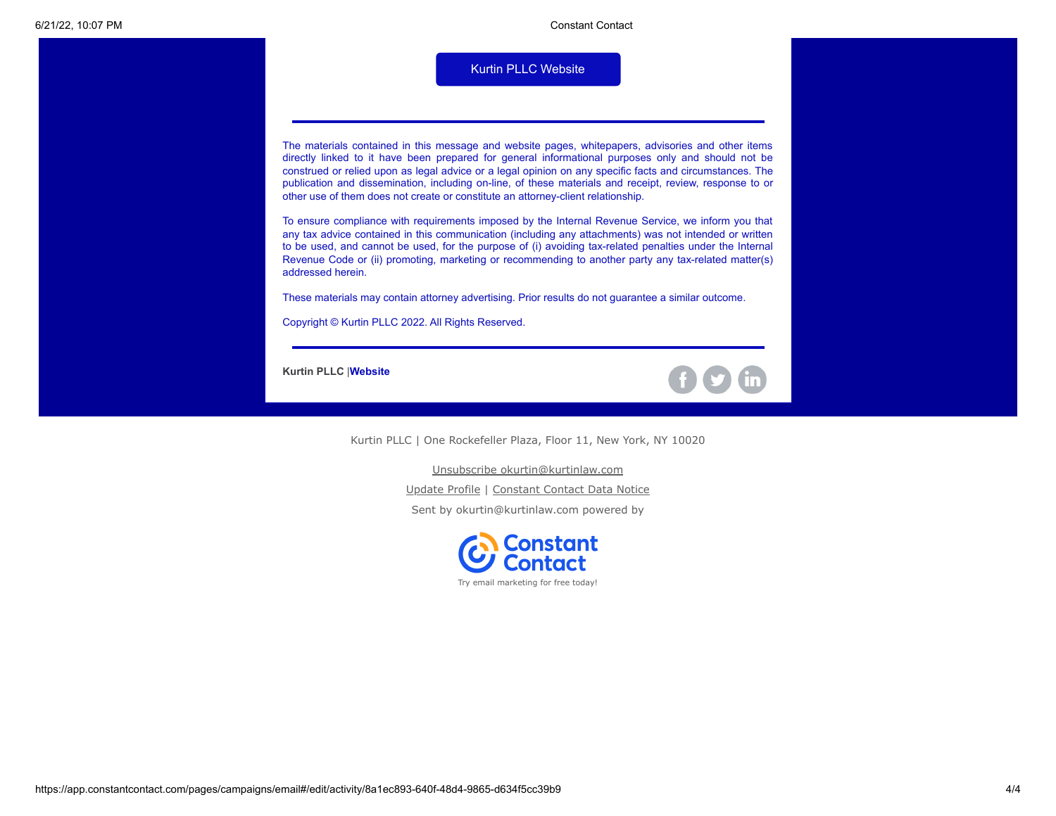Kurtin PLLC Website

---

The materials contained in this message and website pages, whitepapers, advisories and other items directly linked to it have been prepared for general informational purposes only and should not be construed or relied upon as legal advice or a legal opinion on any specific facts and circumstances. The publication and dissemination, including on-line, of these materials and receipt, review, response to or other use of them does not create or constitute an attorney-client relationship.

To ensure compliance with requirements imposed by the Internal Revenue Service, we inform you that any tax advice contained in this communication (including any attachments) was not intended or written to be used, and cannot be used, for the purpose of (i) avoiding tax-related penalties under the Internal Revenue Code or (ii) promoting, marketing or recommending to another party any tax-related matter(s) addressed herein.

These materials may contain attorney advertising. Prior results do not guarantee a similar outcome.

Copyright © Kurtin PLLC 2022. All Rights Reserved.

---

**Kurtin PLLC** |**Website**

Kurtin PLLC | One Rockefeller Plaza, Floor 11, New York, NY 10020

Unsubscribe okurtin@kurtinlaw.com

Update Profile | Constant Contact Data Notice

Sent by okurtin@kurtinlaw.com powered by

Constant Contact

Try email marketing for free today!